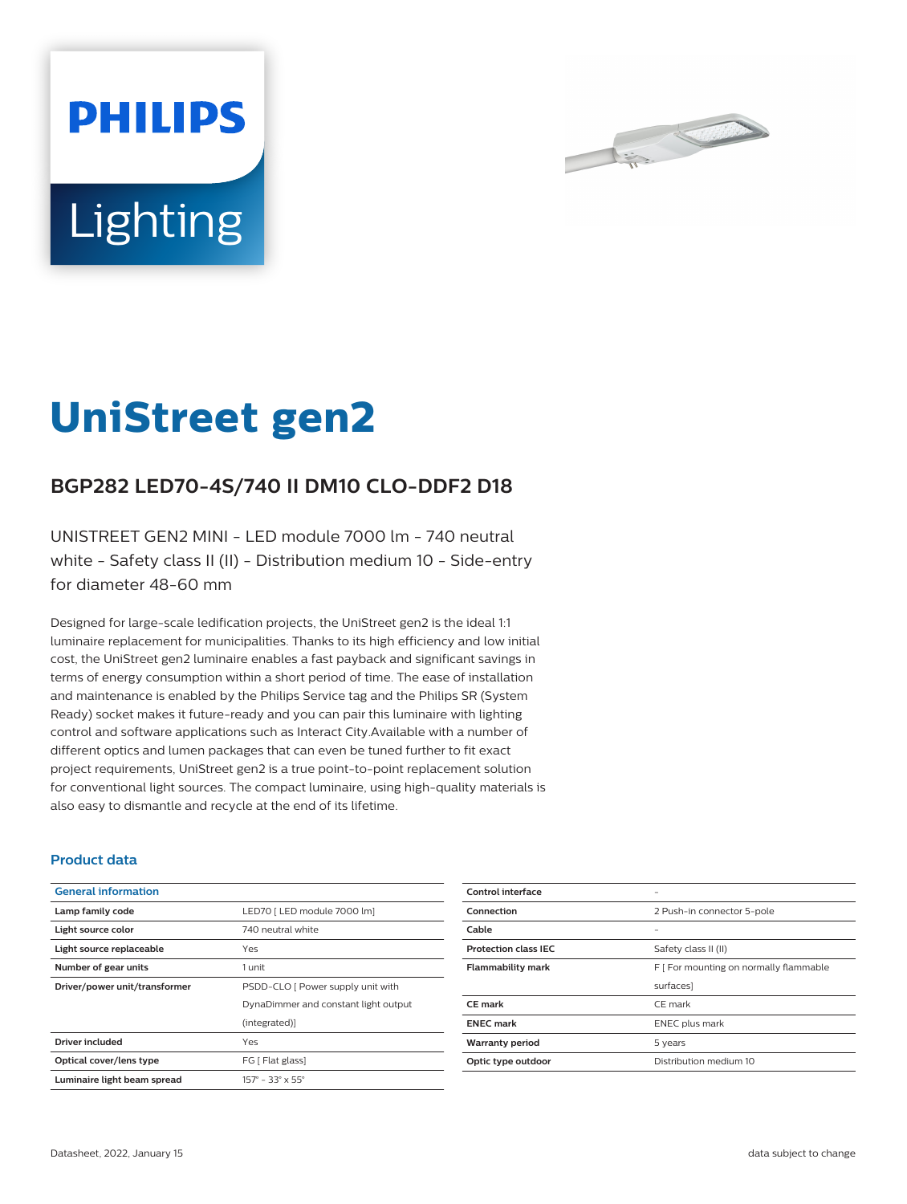PHILIPS

Lighting

# UniStreet gen2

## BGP282 LED70-4S/740 II DM10 CLO-DDF2 D18

UNISTREET GEN2 MINI - LED module 7000 lm - 740 neutral white - Safety class II (II) - Distribution medium 10 - Side-entry for diameter 48-60 mm

Designed for large-scale ledification projects, the UniStreet gen2 is the ideal 1:1 luminaire replacement for municipalities. Thanks to its high efficiency and low initial cost, the UniStreet gen2 luminaire enables a fast payback and significant savings in terms of energy consumption within a short period of time. The ease of installation and maintenance is enabled by the Philips Service tag and the Philips SR (System Ready) socket makes it future-ready and you can pair this luminaire with lighting control and software applications such as Interact City.Available with a number of different optics and lumen packages that can even be tuned further to fit exact project requirements, UniStreet gen2 is a true point-to-point replacement solution for conventional light sources. The compact luminaire, using high-quality materials is also easy to dismantle and recycle at the end of its lifetime.

### Product data

| General information | |
|---|---|
| Lamp family code | LED70 [ LED module 7000 lm] |
| Light source color | 740 neutral white |
| Light source replaceable | Yes |
| Number of gear units | 1 unit |
| Driver/power unit/transformer | PSDD-CLO [ Power supply unit with DynaDimmer and constant light output (integrated)] |
| Driver included | Yes |
| Optical cover/lens type | FG [ Flat glass] |
| Luminaire light beam spread | 157° - 33° x 55° |
| Control interface | - |
| Connection | 2 Push-in connector 5-pole |
| Cable | - |
| Protection class IEC | Safety class II (II) |
| Flammability mark | F [ For mounting on normally flammable surfaces] |
| CE mark | CE mark |
| ENEC mark | ENEC plus mark |
| Warranty period | 5 years |
| Optic type outdoor | Distribution medium 10 |

Datasheet, 2022, January 15

data subject to change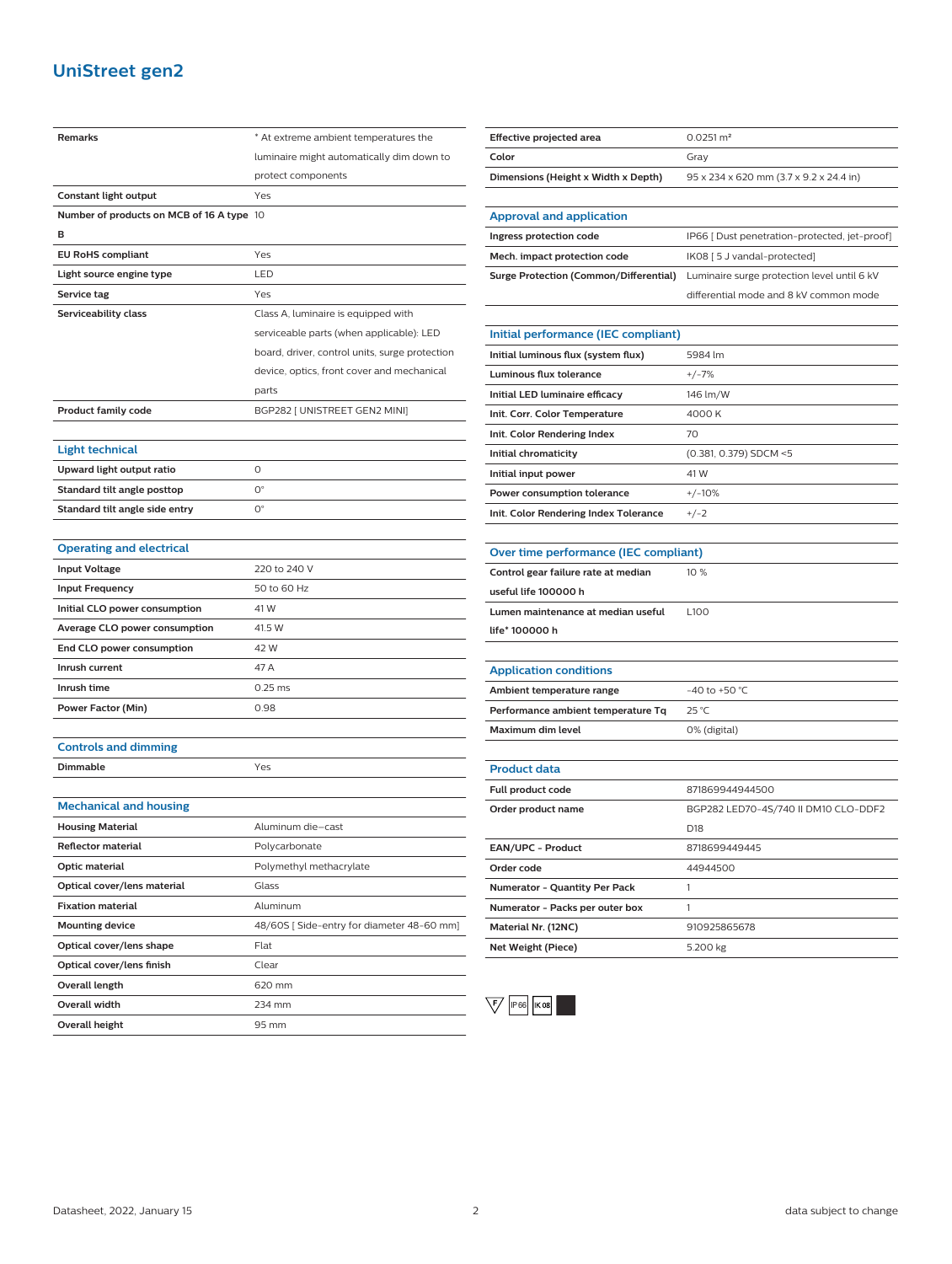## UniStreet gen2

| | |
|---|---|
| **Remarks** | * At extreme ambient temperatures the luminaire might automatically dim down to protect components |
| **Constant light output** | Yes |
| **Number of products on MCB of 16 A type B** | 10 |
| **EU RoHS compliant** | Yes |
| **Light source engine type** | LED |
| **Service tag** | Yes |
| **Serviceability class** | Class A, luminaire is equipped with serviceable parts (when applicable): LED board, driver, control units, surge protection device, optics, front cover and mechanical parts |
| **Product family code** | BGP282 [ UNISTREET GEN2 MINI] |

### Light technical

| | |
|---|---|
| **Upward light output ratio** | 0 |
| **Standard tilt angle posttop** | 0° |
| **Standard tilt angle side entry** | 0° |

### Operating and electrical

| | |
|---|---|
| **Input Voltage** | 220 to 240 V |
| **Input Frequency** | 50 to 60 Hz |
| **Initial CLO power consumption** | 41 W |
| **Average CLO power consumption** | 41.5 W |
| **End CLO power consumption** | 42 W |
| **Inrush current** | 47 A |
| **Inrush time** | 0.25 ms |
| **Power Factor (Min)** | 0.98 |

### Controls and dimming

| | |
|---|---|
| **Dimmable** | Yes |

### Mechanical and housing

| | |
|---|---|
| **Housing Material** | Aluminum die-cast |
| **Reflector material** | Polycarbonate |
| **Optic material** | Polymethyl methacrylate |
| **Optical cover/lens material** | Glass |
| **Fixation material** | Aluminum |
| **Mounting device** | 48/60S [ Side-entry for diameter 48-60 mm] |
| **Optical cover/lens shape** | Flat |
| **Optical cover/lens finish** | Clear |
| **Overall length** | 620 mm |
| **Overall width** | 234 mm |
| **Overall height** | 95 mm |
| **Effective projected area** | 0.0251 m² |
| **Color** | Gray |
| **Dimensions (Height x Width x Depth)** | 95 x 234 x 620 mm (3.7 x 9.2 x 24.4 in) |

### Approval and application

| | |
|---|---|
| **Ingress protection code** | IP66 [ Dust penetration-protected, jet-proof] |
| **Mech. impact protection code** | IK08 [ 5 J vandal-protected] |
| **Surge Protection (Common/Differential)** | Luminaire surge protection level until 6 kV differential mode and 8 kV common mode |

### Initial performance (IEC compliant)

| | |
|---|---|
| **Initial luminous flux (system flux)** | 5984 lm |
| **Luminous flux tolerance** | +/-7% |
| **Initial LED luminaire efficacy** | 146 lm/W |
| **Init. Corr. Color Temperature** | 4000 K |
| **Init. Color Rendering Index** | 70 |
| **Initial chromaticity** | (0.381, 0.379) SDCM <5 |
| **Initial input power** | 41 W |
| **Power consumption tolerance** | +/-10% |
| **Init. Color Rendering Index Tolerance** | +/-2 |

### Over time performance (IEC compliant)

| | |
|---|---|
| **Control gear failure rate at median useful life 100000 h** | 10 % |
| **Lumen maintenance at median useful life* 100000 h** | L100 |

### Application conditions

| | |
|---|---|
| **Ambient temperature range** | -40 to +50 °C |
| **Performance ambient temperature Tq** | 25 °C |
| **Maximum dim level** | 0% (digital) |

### Product data

| | |
|---|---|
| **Full product code** | 871869944944500 |
| **Order product name** | BGP282 LED70-4S/740 II DM10 CLO-DDF2 D18 |
| **EAN/UPC - Product** | 8718699449445 |
| **Order code** | 44944500 |
| **Numerator - Quantity Per Pack** | 1 |
| **Numerator - Packs per outer box** | 1 |
| **Material Nr. (12NC)** | 910925865678 |
| **Net Weight (Piece)** | 5.200 kg |

F IP66 IK08

Datasheet, 2022, January 15

data subject to change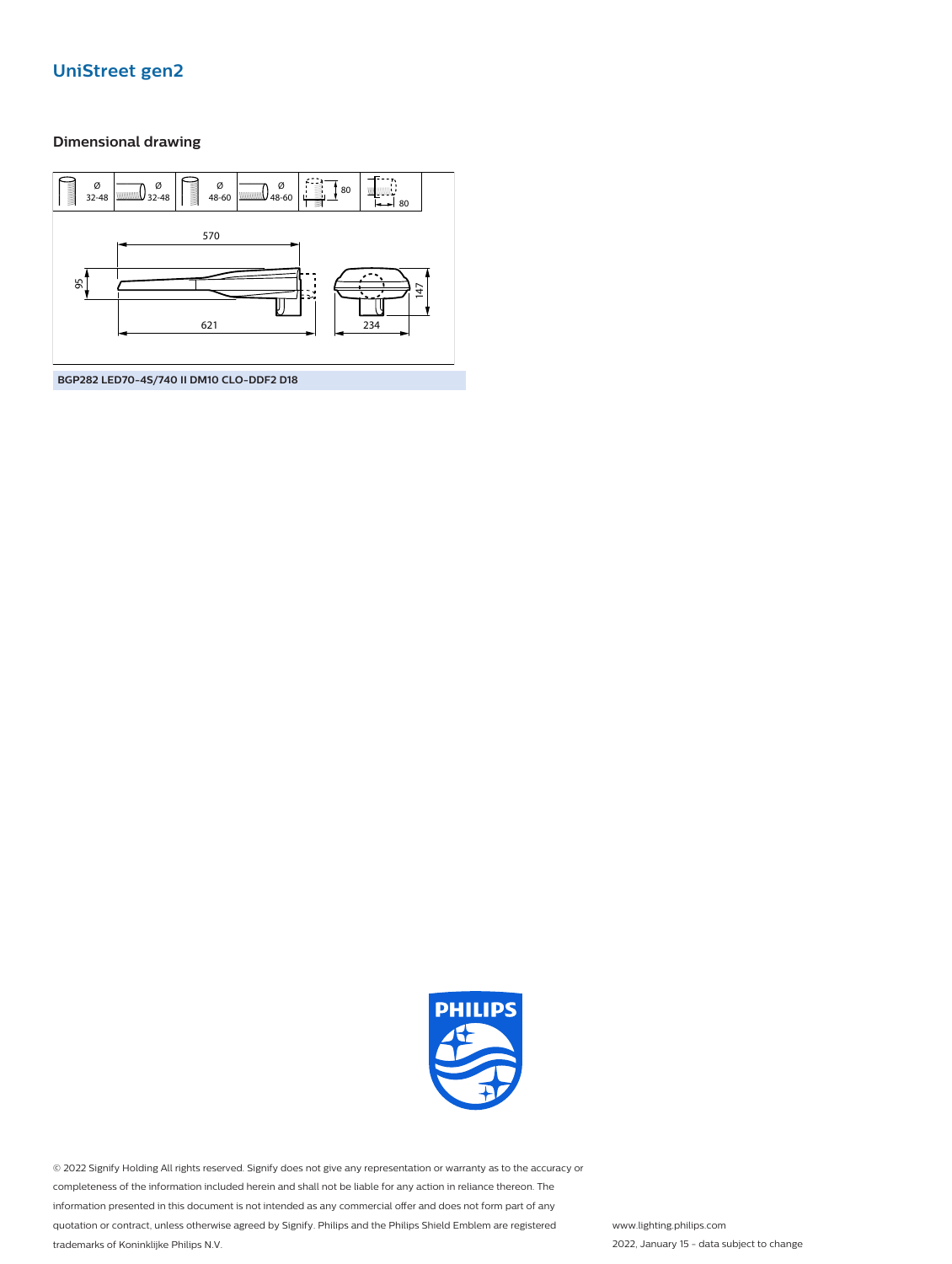# UniStreet gen2

## Dimensional drawing

Ø 32-48
Ø 32-48
Ø 48-60
Ø 48-60
80
80

570
95
621
147
234

BGP282 LED70-4S/740 II DM10 CLO-DDF2 D18

© 2022 Signify Holding All rights reserved. Signify does not give any representation or warranty as to the accuracy or completeness of the information included herein and shall not be liable for any action in reliance thereon. The information presented in this document is not intended as any commercial offer and does not form part of any quotation or contract, unless otherwise agreed by Signify. Philips and the Philips Shield Emblem are registered trademarks of Koninklijke Philips N.V.

www.lighting.philips.com

2022, January 15 - data subject to change